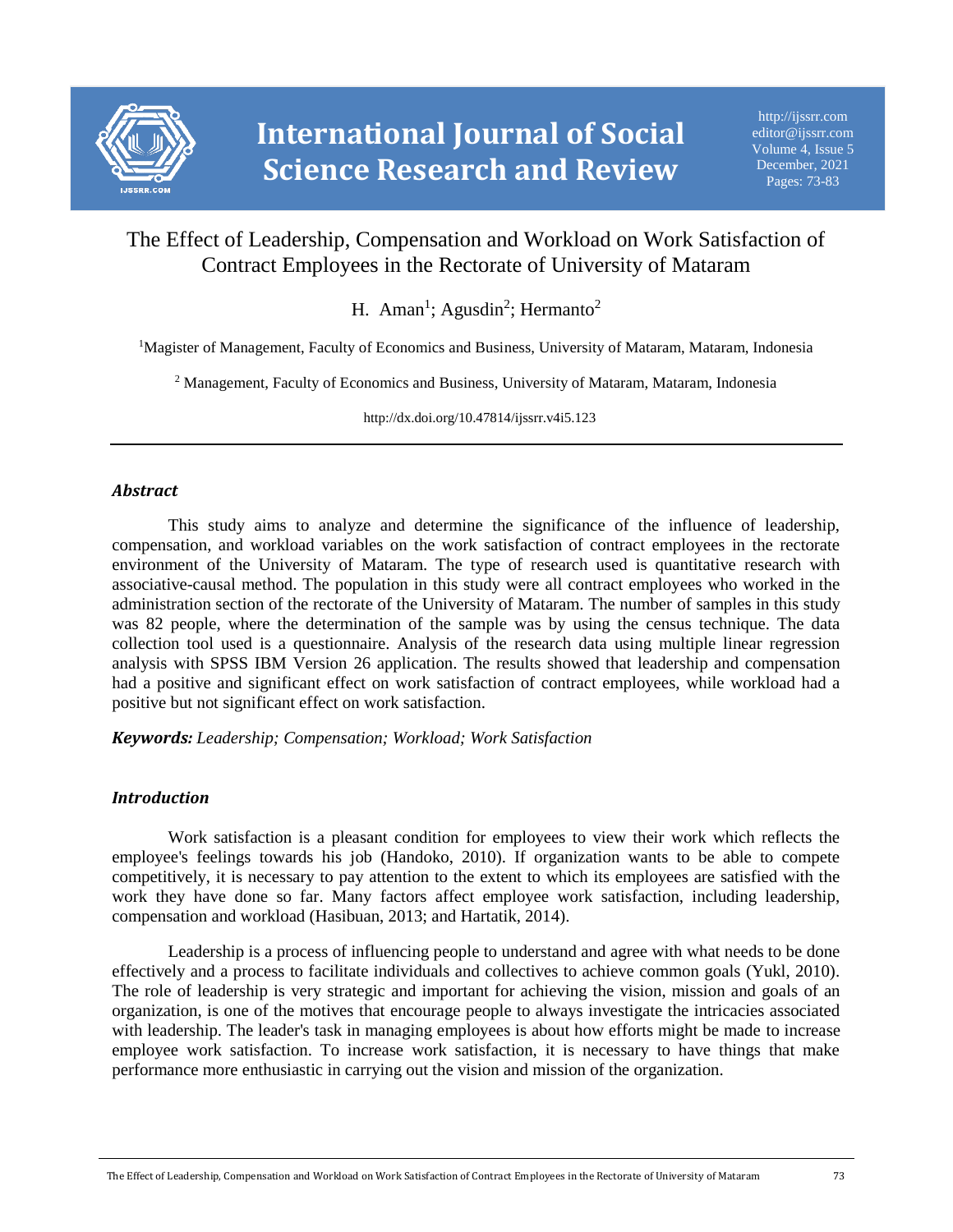# The Effect of Leadership, Compensation and Workload on Work Satisfaction of Contract Employees in the Rectorate of University of Mataram

H. Aman[1]; Agusdin[2]; Hermanto[2]

[1]Magister of Management, Faculty of Economics and Business, University of Mataram, Mataram, Indonesia

[2] Management, Faculty of Economics and Business, University of Mataram, Mataram, Indonesia

http://dx.doi.org/10.47814/ijssrr.v4i5.123

## *Abstract*

This study aims to analyze and determine the significance of the influence of leadership, compensation, and workload variables on the work satisfaction of contract employees in the rectorate environment of the University of Mataram. The type of research used is quantitative research with associative-causal method. The population in this study were all contract employees who worked in the administration section of the rectorate of the University of Mataram. The number of samples in this study was 82 people, where the determination of the sample was by using the census technique. The data collection tool used is a questionnaire. Analysis of the research data using multiple linear regression analysis with SPSS IBM Version 26 application. The results showed that leadership and compensation had a positive and significant effect on work satisfaction of contract employees, while workload had a positive but not significant effect on work satisfaction.

***Keywords:*** *Leadership; Compensation; Workload; Work Satisfaction*

## *Introduction*

Work satisfaction is a pleasant condition for employees to view their work which reflects the employee's feelings towards his job (Handoko, 2010). If organization wants to be able to compete competitively, it is necessary to pay attention to the extent to which its employees are satisfied with the work they have done so far. Many factors affect employee work satisfaction, including leadership, compensation and workload (Hasibuan, 2013; and Hartatik, 2014).

Leadership is a process of influencing people to understand and agree with what needs to be done effectively and a process to facilitate individuals and collectives to achieve common goals (Yukl, 2010). The role of leadership is very strategic and important for achieving the vision, mission and goals of an organization, is one of the motives that encourage people to always investigate the intricacies associated with leadership. The leader's task in managing employees is about how efforts might be made to increase employee work satisfaction. To increase work satisfaction, it is necessary to have things that make performance more enthusiastic in carrying out the vision and mission of the organization.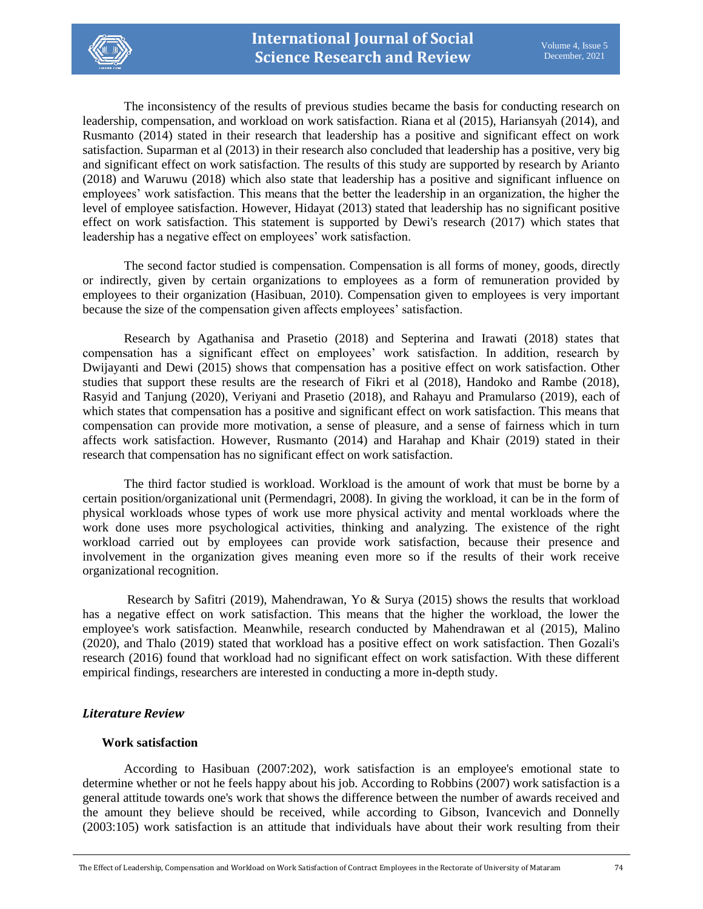The inconsistency of the results of previous studies became the basis for conducting research on leadership, compensation, and workload on work satisfaction. Riana et al (2015), Hariansyah (2014), and Rusmanto (2014) stated in their research that leadership has a positive and significant effect on work satisfaction. Suparman et al (2013) in their research also concluded that leadership has a positive, very big and significant effect on work satisfaction. The results of this study are supported by research by Arianto (2018) and Waruwu (2018) which also state that leadership has a positive and significant influence on employees' work satisfaction. This means that the better the leadership in an organization, the higher the level of employee satisfaction. However, Hidayat (2013) stated that leadership has no significant positive effect on work satisfaction. This statement is supported by Dewi's research (2017) which states that leadership has a negative effect on employees' work satisfaction.

The second factor studied is compensation. Compensation is all forms of money, goods, directly or indirectly, given by certain organizations to employees as a form of remuneration provided by employees to their organization (Hasibuan, 2010). Compensation given to employees is very important because the size of the compensation given affects employees' satisfaction.

Research by Agathanisa and Prasetio (2018) and Septerina and Irawati (2018) states that compensation has a significant effect on employees' work satisfaction. In addition, research by Dwijayanti and Dewi (2015) shows that compensation has a positive effect on work satisfaction. Other studies that support these results are the research of Fikri et al (2018), Handoko and Rambe (2018), Rasyid and Tanjung (2020), Veriyani and Prasetio (2018), and Rahayu and Pramularso (2019), each of which states that compensation has a positive and significant effect on work satisfaction. This means that compensation can provide more motivation, a sense of pleasure, and a sense of fairness which in turn affects work satisfaction. However, Rusmanto (2014) and Harahap and Khair (2019) stated in their research that compensation has no significant effect on work satisfaction.

The third factor studied is workload. Workload is the amount of work that must be borne by a certain position/organizational unit (Permendagri, 2008). In giving the workload, it can be in the form of physical workloads whose types of work use more physical activity and mental workloads where the work done uses more psychological activities, thinking and analyzing. The existence of the right workload carried out by employees can provide work satisfaction, because their presence and involvement in the organization gives meaning even more so if the results of their work receive organizational recognition.

Research by Safitri (2019), Mahendrawan, Yo & Surya (2015) shows the results that workload has a negative effect on work satisfaction. This means that the higher the workload, the lower the employee's work satisfaction. Meanwhile, research conducted by Mahendrawan et al (2015), Malino (2020), and Thalo (2019) stated that workload has a positive effect on work satisfaction. Then Gozali's research (2016) found that workload had no significant effect on work satisfaction. With these different empirical findings, researchers are interested in conducting a more in-depth study.

## *Literature Review*

### Work satisfaction

According to Hasibuan (2007:202), work satisfaction is an employee's emotional state to determine whether or not he feels happy about his job. According to Robbins (2007) work satisfaction is a general attitude towards one's work that shows the difference between the number of awards received and the amount they believe should be received, while according to Gibson, Ivancevich and Donnelly (2003:105) work satisfaction is an attitude that individuals have about their work resulting from their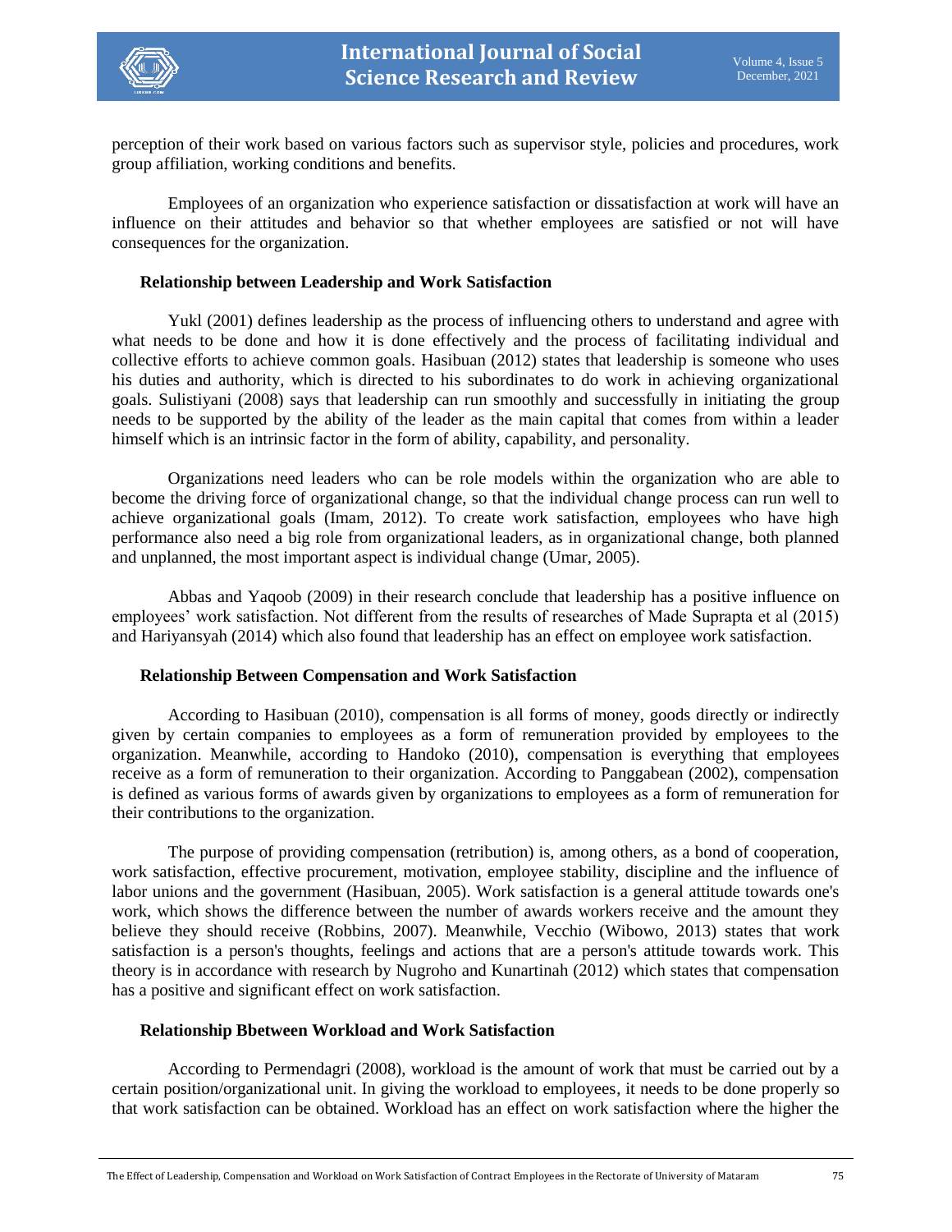perception of their work based on various factors such as supervisor style, policies and procedures, work group affiliation, working conditions and benefits.

Employees of an organization who experience satisfaction or dissatisfaction at work will have an influence on their attitudes and behavior so that whether employees are satisfied or not will have consequences for the organization.

### Relationship between Leadership and Work Satisfaction

Yukl (2001) defines leadership as the process of influencing others to understand and agree with what needs to be done and how it is done effectively and the process of facilitating individual and collective efforts to achieve common goals. Hasibuan (2012) states that leadership is someone who uses his duties and authority, which is directed to his subordinates to do work in achieving organizational goals. Sulistiyani (2008) says that leadership can run smoothly and successfully in initiating the group needs to be supported by the ability of the leader as the main capital that comes from within a leader himself which is an intrinsic factor in the form of ability, capability, and personality.

Organizations need leaders who can be role models within the organization who are able to become the driving force of organizational change, so that the individual change process can run well to achieve organizational goals (Imam, 2012). To create work satisfaction, employees who have high performance also need a big role from organizational leaders, as in organizational change, both planned and unplanned, the most important aspect is individual change (Umar, 2005).

Abbas and Yaqoob (2009) in their research conclude that leadership has a positive influence on employees' work satisfaction. Not different from the results of researches of Made Suprapta et al (2015) and Hariyansyah (2014) which also found that leadership has an effect on employee work satisfaction.

### Relationship Between Compensation and Work Satisfaction

According to Hasibuan (2010), compensation is all forms of money, goods directly or indirectly given by certain companies to employees as a form of remuneration provided by employees to the organization. Meanwhile, according to Handoko (2010), compensation is everything that employees receive as a form of remuneration to their organization. According to Panggabean (2002), compensation is defined as various forms of awards given by organizations to employees as a form of remuneration for their contributions to the organization.

The purpose of providing compensation (retribution) is, among others, as a bond of cooperation, work satisfaction, effective procurement, motivation, employee stability, discipline and the influence of labor unions and the government (Hasibuan, 2005). Work satisfaction is a general attitude towards one's work, which shows the difference between the number of awards workers receive and the amount they believe they should receive (Robbins, 2007). Meanwhile, Vecchio (Wibowo, 2013) states that work satisfaction is a person's thoughts, feelings and actions that are a person's attitude towards work. This theory is in accordance with research by Nugroho and Kunartinah (2012) which states that compensation has a positive and significant effect on work satisfaction.

### Relationship Bbetween Workload and Work Satisfaction

According to Permendagri (2008), workload is the amount of work that must be carried out by a certain position/organizational unit. In giving the workload to employees, it needs to be done properly so that work satisfaction can be obtained. Workload has an effect on work satisfaction where the higher the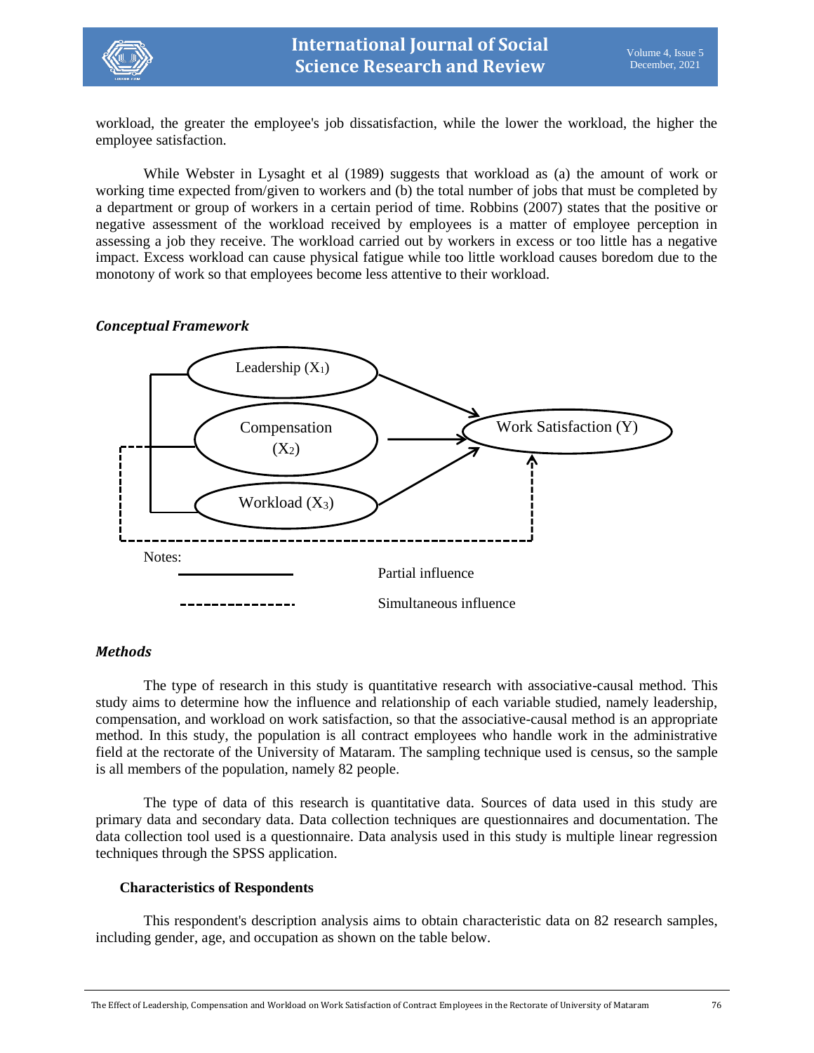workload, the greater the employee's job dissatisfaction, while the lower the workload, the higher the employee satisfaction.

While Webster in Lysaght et al (1989) suggests that workload as (a) the amount of work or working time expected from/given to workers and (b) the total number of jobs that must be completed by a department or group of workers in a certain period of time. Robbins (2007) states that the positive or negative assessment of the workload received by employees is a matter of employee perception in assessing a job they receive. The workload carried out by workers in excess or too little has a negative impact. Excess workload can cause physical fatigue while too little workload causes boredom due to the monotony of work so that employees become less attentive to their workload.

***Conceptual Framework***

Leadership ($X_1$)

Compensation ($X_2$)

Workload ($X_3$)

Work Satisfaction (Y)

Notes:

——— Partial influence

- - - - Simultaneous influence

***Methods***

The type of research in this study is quantitative research with associative-causal method. This study aims to determine how the influence and relationship of each variable studied, namely leadership, compensation, and workload on work satisfaction, so that the associative-causal method is an appropriate method. In this study, the population is all contract employees who handle work in the administrative field at the rectorate of the University of Mataram. The sampling technique used is census, so the sample is all members of the population, namely 82 people.

The type of data of this research is quantitative data. Sources of data used in this study are primary data and secondary data. Data collection techniques are questionnaires and documentation. The data collection tool used is a questionnaire. Data analysis used in this study is multiple linear regression techniques through the SPSS application.

**Characteristics of Respondents**

This respondent's description analysis aims to obtain characteristic data on 82 research samples, including gender, age, and occupation as shown on the table below.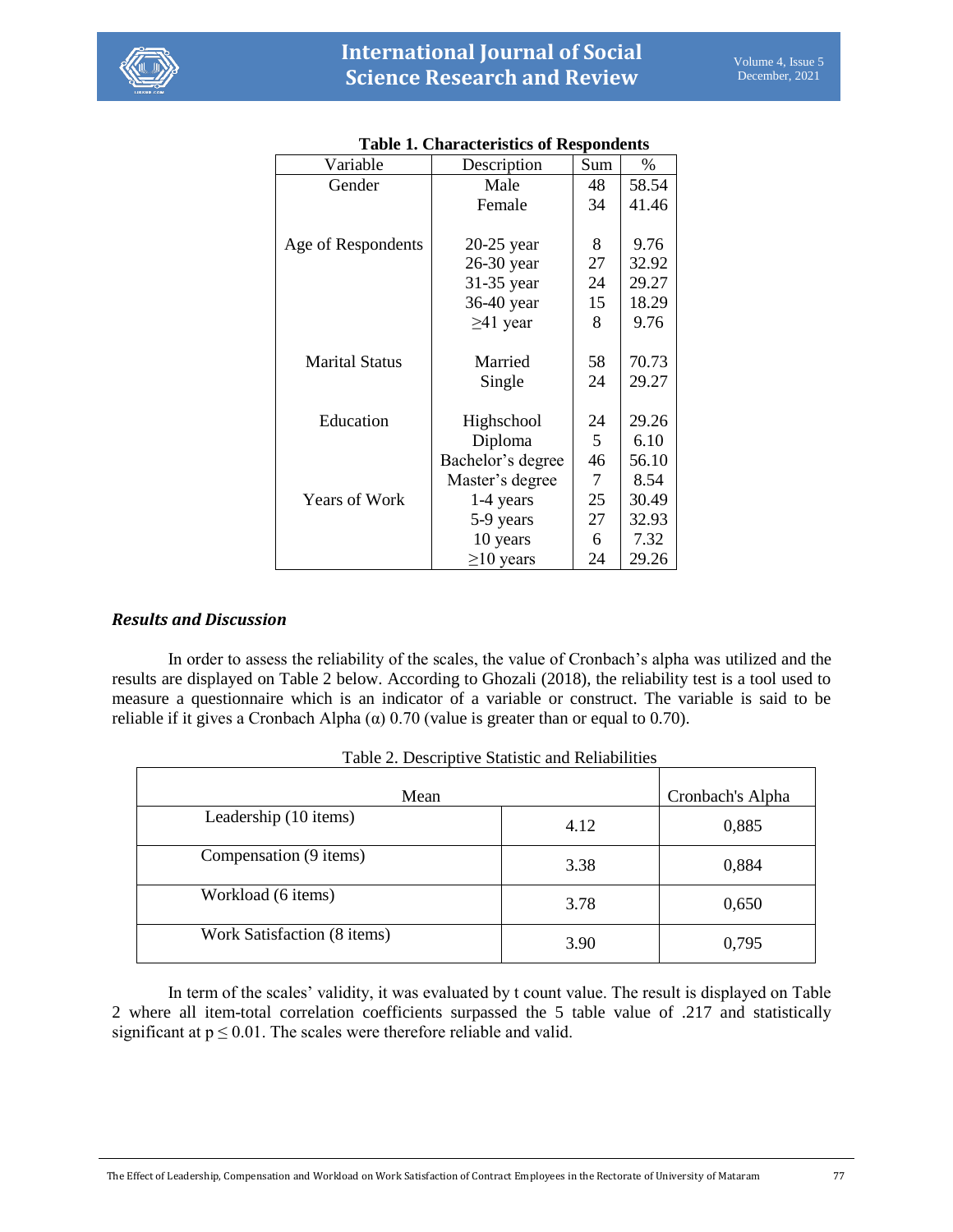**Table 1. Characteristics of Respondents**

| Variable | Description | Sum | % |
|---|---|---|---|
| Gender | Male | 48 | 58.54 |
| | Female | 34 | 41.46 |
| Age of Respondents | 20-25 year | 8 | 9.76 |
| | 26-30 year | 27 | 32.92 |
| | 31-35 year | 24 | 29.27 |
| | 36-40 year | 15 | 18.29 |
| | ≥41 year | 8 | 9.76 |
| Marital Status | Married | 58 | 70.73 |
| | Single | 24 | 29.27 |
| Education | Highschool | 24 | 29.26 |
| | Diploma | 5 | 6.10 |
| | Bachelor's degree | 46 | 56.10 |
| | Master's degree | 7 | 8.54 |
| Years of Work | 1-4 years | 25 | 30.49 |
| | 5-9 years | 27 | 32.93 |
| | 10 years | 6 | 7.32 |
| | ≥10 years | 24 | 29.26 |

### *Results and Discussion*

In order to assess the reliability of the scales, the value of Cronbach's alpha was utilized and the results are displayed on Table 2 below. According to Ghozali (2018), the reliability test is a tool used to measure a questionnaire which is an indicator of a variable or construct. The variable is said to be reliable if it gives a Cronbach Alpha (α) 0.70 (value is greater than or equal to 0.70).

Table 2. Descriptive Statistic and Reliabilities

| Mean | | Cronbach's Alpha |
|---|---|---|
| Leadership (10 items) | 4.12 | 0,885 |
| Compensation (9 items) | 3.38 | 0,884 |
| Workload (6 items) | 3.78 | 0,650 |
| Work Satisfaction (8 items) | 3.90 | 0,795 |

In term of the scales' validity, it was evaluated by t count value. The result is displayed on Table 2 where all item-total correlation coefficients surpassed the 5 table value of .217 and statistically significant at $p \leq 0.01$. The scales were therefore reliable and valid.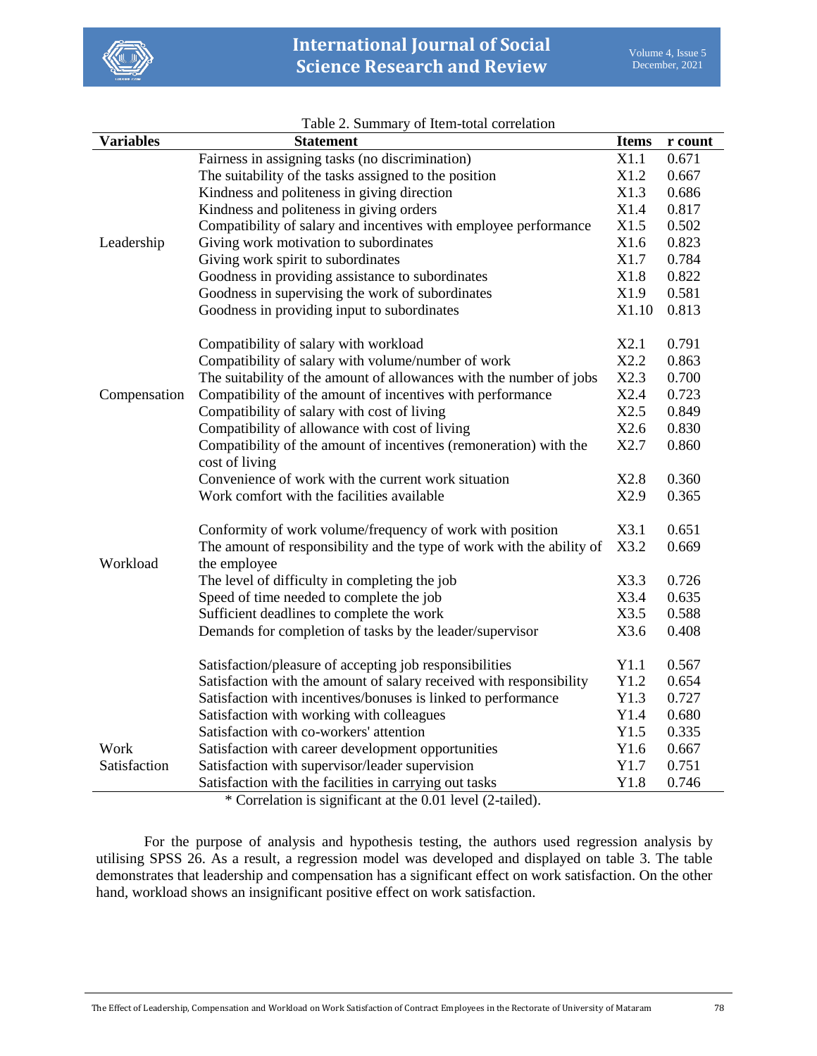Table 2. Summary of Item-total correlation

| Variables | Statement | Items | r count |
|---|---|---|---|
| Leadership | Fairness in assigning tasks (no discrimination) | X1.1 | 0.671 |
| | The suitability of the tasks assigned to the position | X1.2 | 0.667 |
| | Kindness and politeness in giving direction | X1.3 | 0.686 |
| | Kindness and politeness in giving orders | X1.4 | 0.817 |
| | Compatibility of salary and incentives with employee performance | X1.5 | 0.502 |
| | Giving work motivation to subordinates | X1.6 | 0.823 |
| | Giving work spirit to subordinates | X1.7 | 0.784 |
| | Goodness in providing assistance to subordinates | X1.8 | 0.822 |
| | Goodness in supervising the work of subordinates | X1.9 | 0.581 |
| | Goodness in providing input to subordinates | X1.10 | 0.813 |
| Compensation | Compatibility of salary with workload | X2.1 | 0.791 |
| | Compatibility of salary with volume/number of work | X2.2 | 0.863 |
| | The suitability of the amount of allowances with the number of jobs | X2.3 | 0.700 |
| | Compatibility of the amount of incentives with performance | X2.4 | 0.723 |
| | Compatibility of salary with cost of living | X2.5 | 0.849 |
| | Compatibility of allowance with cost of living | X2.6 | 0.830 |
| | Compatibility of the amount of incentives (remoneration) with the cost of living | X2.7 | 0.860 |
| | Convenience of work with the current work situation | X2.8 | 0.360 |
| | Work comfort with the facilities available | X2.9 | 0.365 |
| Workload | Conformity of work volume/frequency of work with position | X3.1 | 0.651 |
| | The amount of responsibility and the type of work with the ability of the employee | X3.2 | 0.669 |
| | The level of difficulty in completing the job | X3.3 | 0.726 |
| | Speed of time needed to complete the job | X3.4 | 0.635 |
| | Sufficient deadlines to complete the work | X3.5 | 0.588 |
| | Demands for completion of tasks by the leader/supervisor | X3.6 | 0.408 |
| Work Satisfaction | Satisfaction/pleasure of accepting job responsibilities | Y1.1 | 0.567 |
| | Satisfaction with the amount of salary received with responsibility | Y1.2 | 0.654 |
| | Satisfaction with incentives/bonuses is linked to performance | Y1.3 | 0.727 |
| | Satisfaction with working with colleagues | Y1.4 | 0.680 |
| | Satisfaction with co-workers' attention | Y1.5 | 0.335 |
| | Satisfaction with career development opportunities | Y1.6 | 0.667 |
| | Satisfaction with supervisor/leader supervision | Y1.7 | 0.751 |
| | Satisfaction with the facilities in carrying out tasks | Y1.8 | 0.746 |

* Correlation is significant at the 0.01 level (2-tailed).

For the purpose of analysis and hypothesis testing, the authors used regression analysis by utilising SPSS 26. As a result, a regression model was developed and displayed on table 3. The table demonstrates that leadership and compensation has a significant effect on work satisfaction. On the other hand, workload shows an insignificant positive effect on work satisfaction.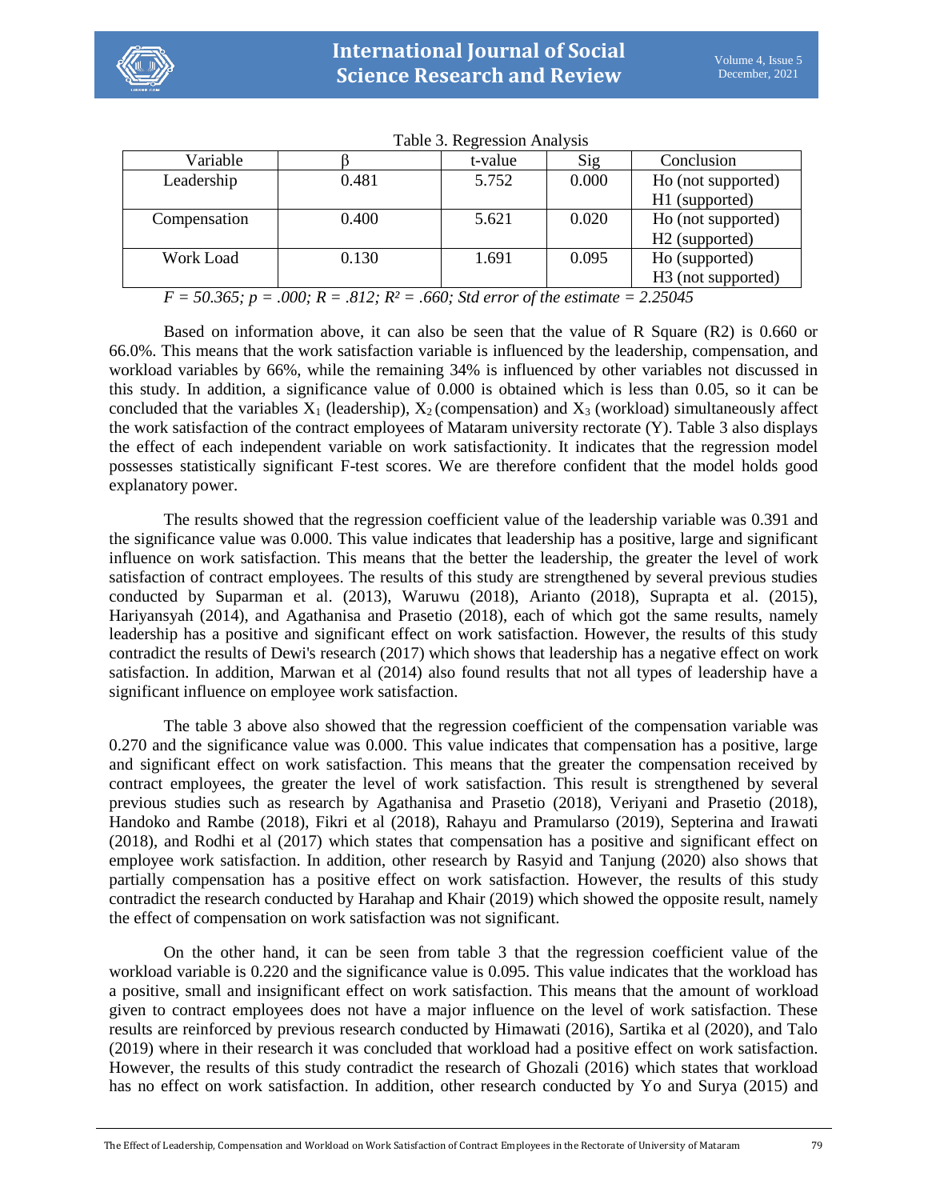Table 3. Regression Analysis

| Variable | β | t-value | Sig | Conclusion |
|---|---|---|---|---|
| Leadership | 0.481 | 5.752 | 0.000 | Ho (not supported) H1 (supported) |
| Compensation | 0.400 | 5.621 | 0.020 | Ho (not supported) H2 (supported) |
| Work Load | 0.130 | 1.691 | 0.095 | Ho (supported) H3 (not supported) |

*$F = 50.365$; $p = .000$; $R = .812$; $R^2 = .660$; Std error of the estimate = 2.25045*

Based on information above, it can also be seen that the value of R Square (R2) is 0.660 or 66.0%. This means that the work satisfaction variable is influenced by the leadership, compensation, and workload variables by 66%, while the remaining 34% is influenced by other variables not discussed in this study. In addition, a significance value of 0.000 is obtained which is less than 0.05, so it can be concluded that the variables $X_1$ (leadership), $X_2$ (compensation) and $X_3$ (workload) simultaneously affect the work satisfaction of the contract employees of Mataram university rectorate (Y). Table 3 also displays the effect of each independent variable on work satisfactionity. It indicates that the regression model possesses statistically significant F-test scores. We are therefore confident that the model holds good explanatory power.

The results showed that the regression coefficient value of the leadership variable was 0.391 and the significance value was 0.000. This value indicates that leadership has a positive, large and significant influence on work satisfaction. This means that the better the leadership, the greater the level of work satisfaction of contract employees. The results of this study are strengthened by several previous studies conducted by Suparman et al. (2013), Waruwu (2018), Arianto (2018), Suprapta et al. (2015), Hariyansyah (2014), and Agathanisa and Prasetio (2018), each of which got the same results, namely leadership has a positive and significant effect on work satisfaction. However, the results of this study contradict the results of Dewi's research (2017) which shows that leadership has a negative effect on work satisfaction. In addition, Marwan et al (2014) also found results that not all types of leadership have a significant influence on employee work satisfaction.

The table 3 above also showed that the regression coefficient of the compensation variable was 0.270 and the significance value was 0.000. This value indicates that compensation has a positive, large and significant effect on work satisfaction. This means that the greater the compensation received by contract employees, the greater the level of work satisfaction. This result is strengthened by several previous studies such as research by Agathanisa and Prasetio (2018), Veriyani and Prasetio (2018), Handoko and Rambe (2018), Fikri et al (2018), Rahayu and Pramularso (2019), Septerina and Irawati (2018), and Rodhi et al (2017) which states that compensation has a positive and significant effect on employee work satisfaction. In addition, other research by Rasyid and Tanjung (2020) also shows that partially compensation has a positive effect on work satisfaction. However, the results of this study contradict the research conducted by Harahap and Khair (2019) which showed the opposite result, namely the effect of compensation on work satisfaction was not significant.

On the other hand, it can be seen from table 3 that the regression coefficient value of the workload variable is 0.220 and the significance value is 0.095. This value indicates that the workload has a positive, small and insignificant effect on work satisfaction. This means that the amount of workload given to contract employees does not have a major influence on the level of work satisfaction. These results are reinforced by previous research conducted by Himawati (2016), Sartika et al (2020), and Talo (2019) where in their research it was concluded that workload had a positive effect on work satisfaction. However, the results of this study contradict the research of Ghozali (2016) which states that workload has no effect on work satisfaction. In addition, other research conducted by Yo and Surya (2015) and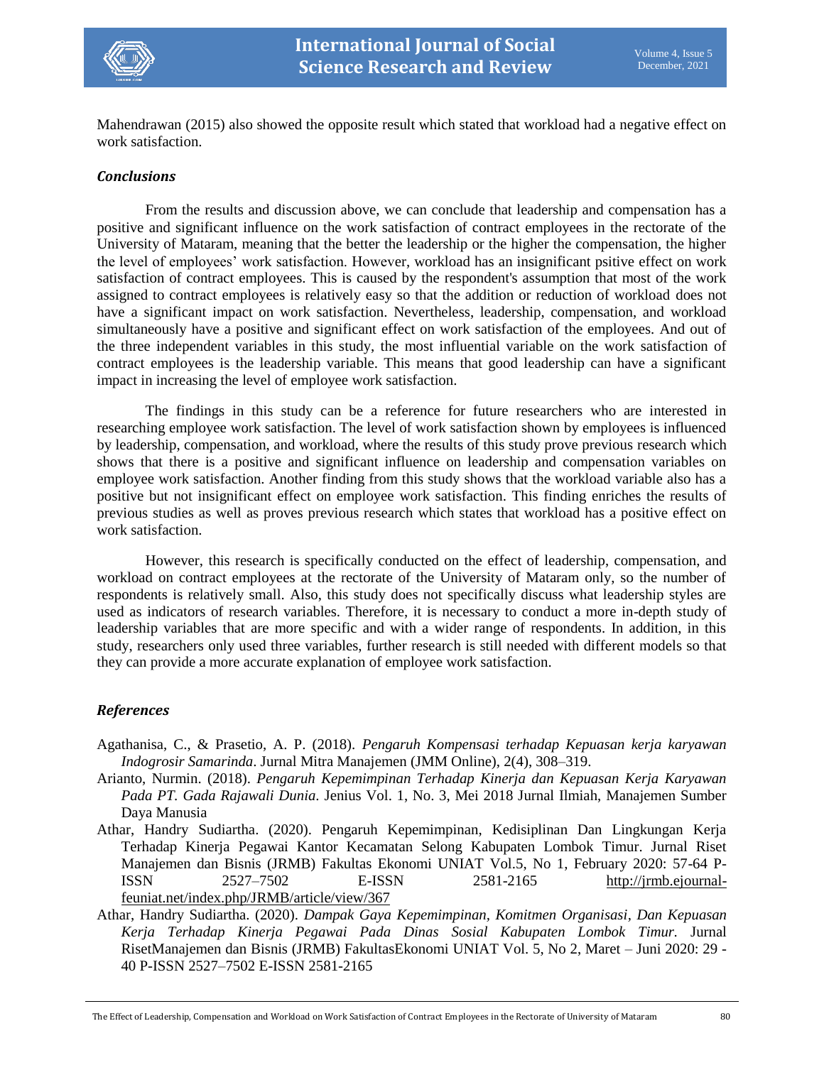Mahendrawan (2015) also showed the opposite result which stated that workload had a negative effect on work satisfaction.

### *Conclusions*

From the results and discussion above, we can conclude that leadership and compensation has a positive and significant influence on the work satisfaction of contract employees in the rectorate of the University of Mataram, meaning that the better the leadership or the higher the compensation, the higher the level of employees' work satisfaction. However, workload has an insignificant psitive effect on work satisfaction of contract employees. This is caused by the respondent's assumption that most of the work assigned to contract employees is relatively easy so that the addition or reduction of workload does not have a significant impact on work satisfaction. Nevertheless, leadership, compensation, and workload simultaneously have a positive and significant effect on work satisfaction of the employees. And out of the three independent variables in this study, the most influential variable on the work satisfaction of contract employees is the leadership variable. This means that good leadership can have a significant impact in increasing the level of employee work satisfaction.

The findings in this study can be a reference for future researchers who are interested in researching employee work satisfaction. The level of work satisfaction shown by employees is influenced by leadership, compensation, and workload, where the results of this study prove previous research which shows that there is a positive and significant influence on leadership and compensation variables on employee work satisfaction. Another finding from this study shows that the workload variable also has a positive but not insignificant effect on employee work satisfaction. This finding enriches the results of previous studies as well as proves previous research which states that workload has a positive effect on work satisfaction.

However, this research is specifically conducted on the effect of leadership, compensation, and workload on contract employees at the rectorate of the University of Mataram only, so the number of respondents is relatively small. Also, this study does not specifically discuss what leadership styles are used as indicators of research variables. Therefore, it is necessary to conduct a more in-depth study of leadership variables that are more specific and with a wider range of respondents. In addition, in this study, researchers only used three variables, further research is still needed with different models so that they can provide a more accurate explanation of employee work satisfaction.

### *References*

Agathanisa, C., & Prasetio, A. P. (2018). *Pengaruh Kompensasi terhadap Kepuasan kerja karyawan Indogrosir Samarinda*. Jurnal Mitra Manajemen (JMM Online), 2(4), 308–319.

Arianto, Nurmin. (2018). *Pengaruh Kepemimpinan Terhadap Kinerja dan Kepuasan Kerja Karyawan Pada PT. Gada Rajawali Dunia.* Jenius Vol. 1, No. 3, Mei 2018 Jurnal Ilmiah, Manajemen Sumber Daya Manusia

Athar, Handry Sudiartha. (2020). Pengaruh Kepemimpinan, Kedisiplinan Dan Lingkungan Kerja Terhadap Kinerja Pegawai Kantor Kecamatan Selong Kabupaten Lombok Timur. Jurnal Riset Manajemen dan Bisnis (JRMB) Fakultas Ekonomi UNIAT Vol.5, No 1, February 2020: 57-64 P-ISSN 2527–7502 E-ISSN 2581-2165 http://jrmb.ejournal-feuniat.net/index.php/JRMB/article/view/367

Athar, Handry Sudiartha. (2020). *Dampak Gaya Kepemimpinan, Komitmen Organisasi, Dan Kepuasan Kerja Terhadap Kinerja Pegawai Pada Dinas Sosial Kabupaten Lombok Timur.* Jurnal RisetManajemen dan Bisnis (JRMB) FakultasEkonomi UNIAT Vol. 5, No 2, Maret – Juni 2020: 29 - 40 P-ISSN 2527–7502 E-ISSN 2581-2165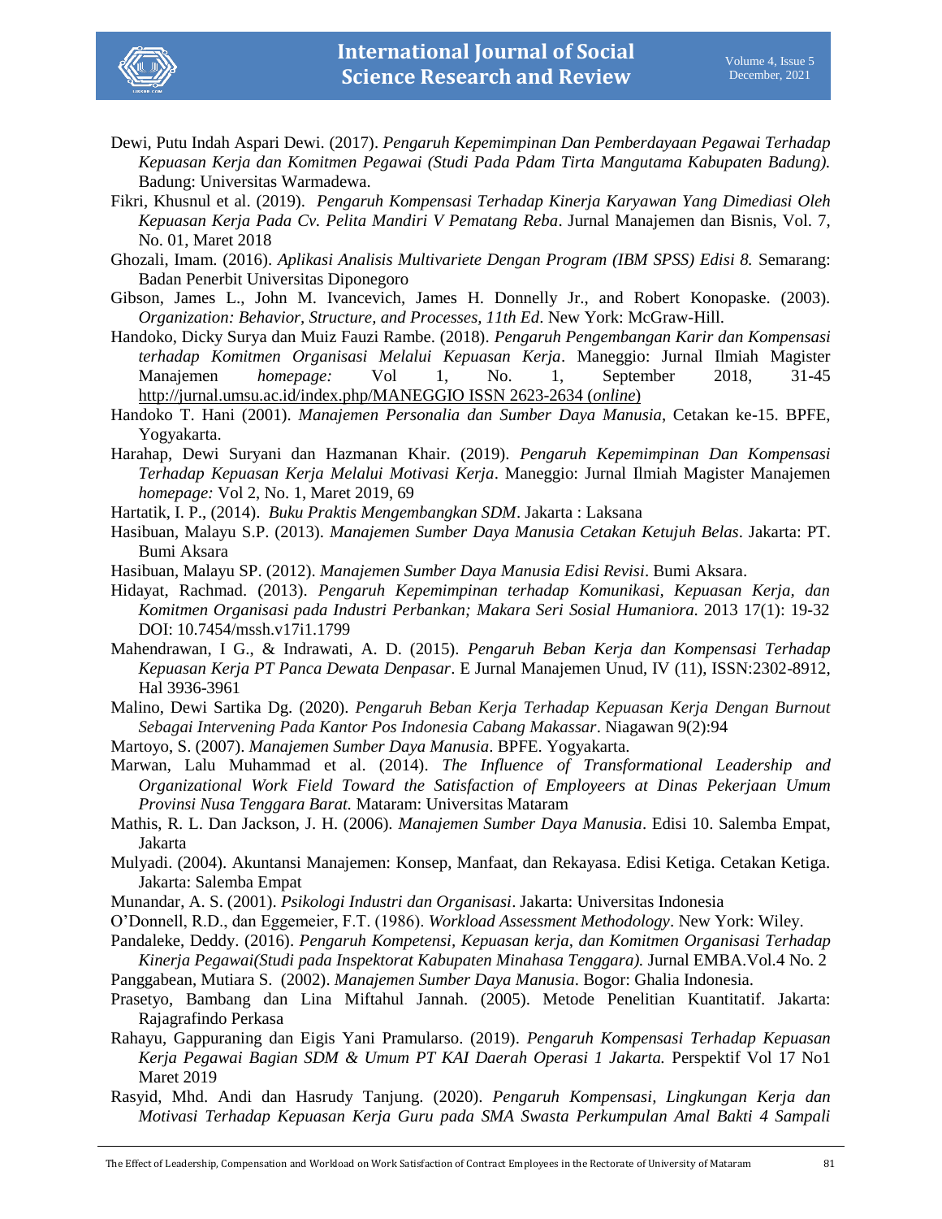Dewi, Putu Indah Aspari Dewi. (2017). *Pengaruh Kepemimpinan Dan Pemberdayaan Pegawai Terhadap Kepuasan Kerja dan Komitmen Pegawai (Studi Pada Pdam Tirta Mangutama Kabupaten Badung).* Badung: Universitas Warmadewa.

Fikri, Khusnul et al. (2019). *Pengaruh Kompensasi Terhadap Kinerja Karyawan Yang Dimediasi Oleh Kepuasan Kerja Pada Cv. Pelita Mandiri V Pematang Reba*. Jurnal Manajemen dan Bisnis, Vol. 7, No. 01, Maret 2018

Ghozali, Imam. (2016). *Aplikasi Analisis Multivariete Dengan Program (IBM SPSS) Edisi 8.* Semarang: Badan Penerbit Universitas Diponegoro

Gibson, James L., John M. Ivancevich, James H. Donnelly Jr., and Robert Konopaske. (2003). *Organization: Behavior, Structure, and Processes, 11th Ed*. New York: McGraw-Hill.

Handoko, Dicky Surya dan Muiz Fauzi Rambe. (2018). *Pengaruh Pengembangan Karir dan Kompensasi terhadap Komitmen Organisasi Melalui Kepuasan Kerja*. Maneggio: Jurnal Ilmiah Magister Manajemen *homepage:* Vol 1, No. 1, September 2018, 31-45 http://jurnal.umsu.ac.id/index.php/MANEGGIO ISSN 2623-2634 (*online*)

Handoko T. Hani (2001). *Manajemen Personalia dan Sumber Daya Manusia*, Cetakan ke-15. BPFE, Yogyakarta.

Harahap, Dewi Suryani dan Hazmanan Khair. (2019). *Pengaruh Kepemimpinan Dan Kompensasi Terhadap Kepuasan Kerja Melalui Motivasi Kerja*. Maneggio: Jurnal Ilmiah Magister Manajemen *homepage:* Vol 2, No. 1, Maret 2019, 69

Hartatik, I. P., (2014). *Buku Praktis Mengembangkan SDM*. Jakarta : Laksana

Hasibuan, Malayu S.P. (2013). *Manajemen Sumber Daya Manusia Cetakan Ketujuh Belas*. Jakarta: PT. Bumi Aksara

Hasibuan, Malayu SP. (2012). *Manajemen Sumber Daya Manusia Edisi Revisi*. Bumi Aksara.

Hidayat, Rachmad. (2013). *Pengaruh Kepemimpinan terhadap Komunikasi, Kepuasan Kerja, dan Komitmen Organisasi pada Industri Perbankan; Makara Seri Sosial Humaniora*. 2013 17(1): 19-32 DOI: 10.7454/mssh.v17i1.1799

Mahendrawan, I G., & Indrawati, A. D. (2015). *Pengaruh Beban Kerja dan Kompensasi Terhadap Kepuasan Kerja PT Panca Dewata Denpasar*. E Jurnal Manajemen Unud, IV (11), ISSN:2302-8912, Hal 3936-3961

Malino, Dewi Sartika Dg. (2020). *Pengaruh Beban Kerja Terhadap Kepuasan Kerja Dengan Burnout Sebagai Intervening Pada Kantor Pos Indonesia Cabang Makassar*. Niagawan 9(2):94

Martoyo, S. (2007). *Manajemen Sumber Daya Manusia*. BPFE. Yogyakarta.

Marwan, Lalu Muhammad et al. (2014). *The Influence of Transformational Leadership and Organizational Work Field Toward the Satisfaction of Employeers at Dinas Pekerjaan Umum Provinsi Nusa Tenggara Barat.* Mataram: Universitas Mataram

Mathis, R. L. Dan Jackson, J. H. (2006). *Manajemen Sumber Daya Manusia*. Edisi 10. Salemba Empat, Jakarta

Mulyadi. (2004). Akuntansi Manajemen: Konsep, Manfaat, dan Rekayasa. Edisi Ketiga. Cetakan Ketiga. Jakarta: Salemba Empat

Munandar, A. S. (2001). *Psikologi Industri dan Organisasi*. Jakarta: Universitas Indonesia

O'Donnell, R.D., dan Eggemeier, F.T. (1986). *Workload Assessment Methodology*. New York: Wiley.

Pandaleke, Deddy. (2016). *Pengaruh Kompetensi, Kepuasan kerja, dan Komitmen Organisasi Terhadap Kinerja Pegawai(Studi pada Inspektorat Kabupaten Minahasa Tenggara).* Jurnal EMBA.Vol.4 No. 2

Panggabean, Mutiara S. (2002). *Manajemen Sumber Daya Manusia*. Bogor: Ghalia Indonesia.

Prasetyo, Bambang dan Lina Miftahul Jannah. (2005). Metode Penelitian Kuantitatif. Jakarta: Rajagrafindo Perkasa

Rahayu, Gappuraning dan Eigis Yani Pramularso. (2019). *Pengaruh Kompensasi Terhadap Kepuasan Kerja Pegawai Bagian SDM & Umum PT KAI Daerah Operasi 1 Jakarta.* Perspektif Vol 17 No1 Maret 2019

Rasyid, Mhd. Andi dan Hasrudy Tanjung. (2020). *Pengaruh Kompensasi, Lingkungan Kerja dan Motivasi Terhadap Kepuasan Kerja Guru pada SMA Swasta Perkumpulan Amal Bakti 4 Sampali*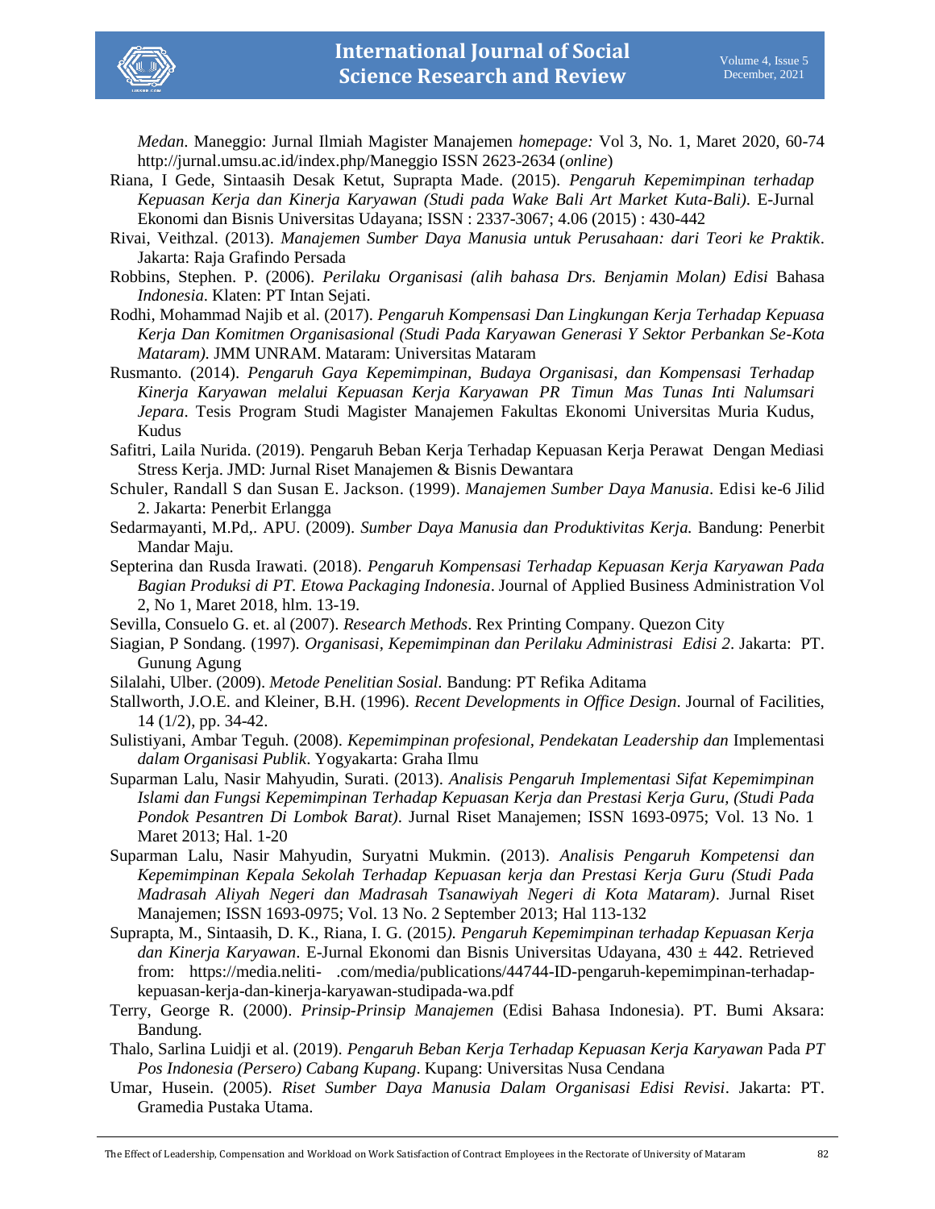*Medan*. Maneggio: Jurnal Ilmiah Magister Manajemen *homepage:* Vol 3, No. 1, Maret 2020, 60-74 http://jurnal.umsu.ac.id/index.php/Maneggio ISSN 2623-2634 (*online*)

Riana, I Gede, Sintaasih Desak Ketut, Suprapta Made. (2015). *Pengaruh Kepemimpinan terhadap Kepuasan Kerja dan Kinerja Karyawan (Studi pada Wake Bali Art Market Kuta-Bali)*. E-Jurnal Ekonomi dan Bisnis Universitas Udayana; ISSN : 2337-3067; 4.06 (2015) : 430-442

Rivai, Veithzal. (2013). *Manajemen Sumber Daya Manusia untuk Perusahaan: dari Teori ke Praktik*. Jakarta: Raja Grafindo Persada

Robbins, Stephen. P. (2006). *Perilaku Organisasi (alih bahasa Drs. Benjamin Molan) Edisi* Bahasa *Indonesia*. Klaten: PT Intan Sejati.

Rodhi, Mohammad Najib et al. (2017). *Pengaruh Kompensasi Dan Lingkungan Kerja Terhadap Kepuasa Kerja Dan Komitmen Organisasional (Studi Pada Karyawan Generasi Y Sektor Perbankan Se-Kota Mataram).* JMM UNRAM. Mataram: Universitas Mataram

Rusmanto. (2014). *Pengaruh Gaya Kepemimpinan, Budaya Organisasi, dan Kompensasi Terhadap Kinerja Karyawan melalui Kepuasan Kerja Karyawan PR Timun Mas Tunas Inti Nalumsari Jepara*. Tesis Program Studi Magister Manajemen Fakultas Ekonomi Universitas Muria Kudus, Kudus

Safitri, Laila Nurida. (2019). Pengaruh Beban Kerja Terhadap Kepuasan Kerja Perawat Dengan Mediasi Stress Kerja. JMD: Jurnal Riset Manajemen & Bisnis Dewantara

Schuler, Randall S dan Susan E. Jackson. (1999). *Manajemen Sumber Daya Manusia*. Edisi ke-6 Jilid 2. Jakarta: Penerbit Erlangga

Sedarmayanti, M.Pd,. APU. (2009). *Sumber Daya Manusia dan Produktivitas Kerja.* Bandung: Penerbit Mandar Maju.

Septerina dan Rusda Irawati. (2018). *Pengaruh Kompensasi Terhadap Kepuasan Kerja Karyawan Pada Bagian Produksi di PT. Etowa Packaging Indonesia*. Journal of Applied Business Administration Vol 2, No 1, Maret 2018, hlm. 13-19.

Sevilla, Consuelo G. et. al (2007). *Research Methods*. Rex Printing Company. Quezon City

Siagian, P Sondang. (1997). *Organisasi, Kepemimpinan dan Perilaku Administrasi Edisi 2*. Jakarta: PT. Gunung Agung

Silalahi, Ulber. (2009). *Metode Penelitian Sosial.* Bandung: PT Refika Aditama

Stallworth, J.O.E. and Kleiner, B.H. (1996). *Recent Developments in Office Design*. Journal of Facilities, 14 (1/2), pp. 34-42.

Sulistiyani, Ambar Teguh. (2008). *Kepemimpinan profesional, Pendekatan Leadership dan* Implementasi *dalam Organisasi Publik*. Yogyakarta: Graha Ilmu

Suparman Lalu, Nasir Mahyudin, Surati. (2013). *Analisis Pengaruh Implementasi Sifat Kepemimpinan Islami dan Fungsi Kepemimpinan Terhadap Kepuasan Kerja dan Prestasi Kerja Guru, (Studi Pada Pondok Pesantren Di Lombok Barat)*. Jurnal Riset Manajemen; ISSN 1693-0975; Vol. 13 No. 1 Maret 2013; Hal. 1-20

Suparman Lalu, Nasir Mahyudin, Suryatni Mukmin. (2013). *Analisis Pengaruh Kompetensi dan Kepemimpinan Kepala Sekolah Terhadap Kepuasan kerja dan Prestasi Kerja Guru (Studi Pada Madrasah Aliyah Negeri dan Madrasah Tsanawiyah Negeri di Kota Mataram)*. Jurnal Riset Manajemen; ISSN 1693-0975; Vol. 13 No. 2 September 2013; Hal 113-132

Suprapta, M., Sintaasih, D. K., Riana, I. G. (2015*). Pengaruh Kepemimpinan terhadap Kepuasan Kerja dan Kinerja Karyawan*. E-Jurnal Ekonomi dan Bisnis Universitas Udayana, 430 ± 442. Retrieved from: https://media.neliti- .com/media/publications/44744-ID-pengaruh-kepemimpinan-terhadap-kepuasan-kerja-dan-kinerja-karyawan-studipada-wa.pdf

Terry, George R. (2000). *Prinsip-Prinsip Manajemen* (Edisi Bahasa Indonesia). PT. Bumi Aksara: Bandung.

Thalo, Sarlina Luidji et al. (2019). *Pengaruh Beban Kerja Terhadap Kepuasan Kerja Karyawan* Pada *PT Pos Indonesia (Persero) Cabang Kupang*. Kupang: Universitas Nusa Cendana

Umar, Husein. (2005). *Riset Sumber Daya Manusia Dalam Organisasi Edisi Revisi*. Jakarta: PT. Gramedia Pustaka Utama.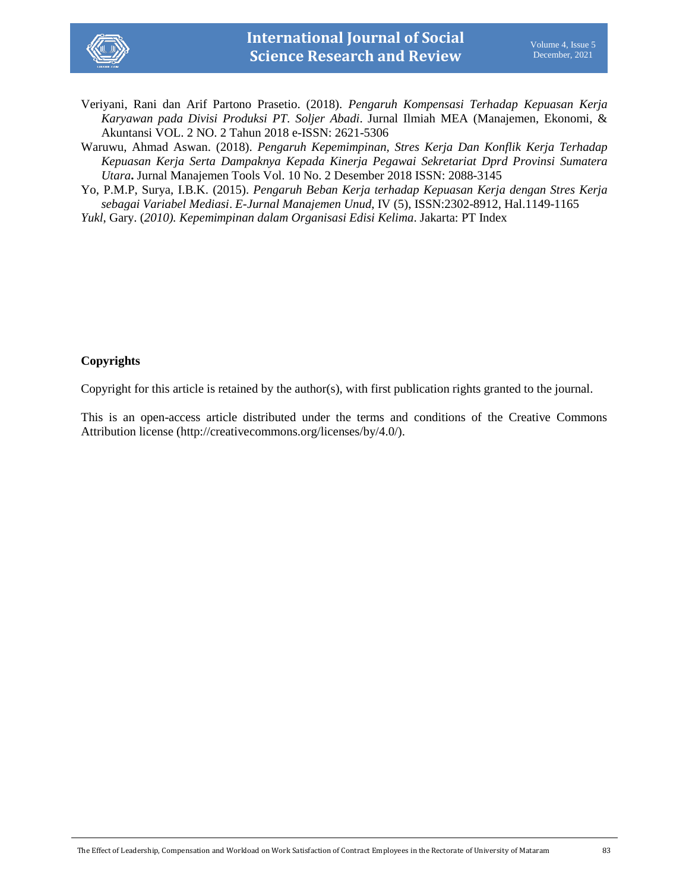Veriyani, Rani dan Arif Partono Prasetio. (2018). *Pengaruh Kompensasi Terhadap Kepuasan Kerja Karyawan pada Divisi Produksi PT. Soljer Abadi*. Jurnal Ilmiah MEA (Manajemen, Ekonomi, & Akuntansi VOL. 2 NO. 2 Tahun 2018 e-ISSN: 2621-5306

Waruwu, Ahmad Aswan. (2018). *Pengaruh Kepemimpinan, Stres Kerja Dan Konflik Kerja Terhadap Kepuasan Kerja Serta Dampaknya Kepada Kinerja Pegawai Sekretariat Dprd Provinsi Sumatera Utara***.** Jurnal Manajemen Tools Vol. 10 No. 2 Desember 2018 ISSN: 2088-3145

Yo, P.M.P, Surya, I.B.K. (2015). *Pengaruh Beban Kerja terhadap Kepuasan Kerja dengan Stres Kerja sebagai Variabel Mediasi*. *E-Jurnal Manajemen Unud*, IV (5), ISSN:2302-8912, Hal.1149-1165

*Yukl*, Gary. (*2010). Kepemimpinan dalam Organisasi Edisi Kelima*. Jakarta: PT Index

**Copyrights**

Copyright for this article is retained by the author(s), with first publication rights granted to the journal.

This is an open-access article distributed under the terms and conditions of the Creative Commons Attribution license (http://creativecommons.org/licenses/by/4.0/).